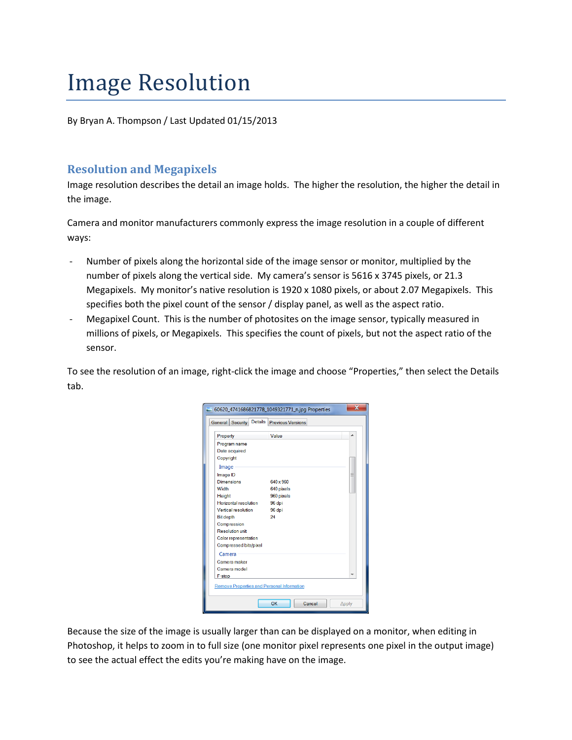# Image Resolution

By Bryan A. Thompson / Last Updated 01/15/2013

## Resolution and Megapixels

Image resolution describes the detail an image holds. The higher the resolution, the higher the detail in the image.

Camera and monitor manufacturers commonly express the image resolution in a couple of different ways:

- Number of pixels along the horizontal side of the image sensor or monitor, multiplied by the number of pixels along the vertical side. My camera's sensor is 5616 x 3745 pixels, or 21.3 Megapixels. My monitor's native resolution is 1920 x 1080 pixels, or about 2.07 Megapixels. This specifies both the pixel count of the sensor / display panel, as well as the aspect ratio.
- Megapixel Count. This is the number of photosites on the image sensor, typically measured in millions of pixels, or Megapixels. This specifies the count of pixels, but not the aspect ratio of the sensor.

To see the resolution of an image, right-click the image and choose "Properties," then select the Details tab.

Because the size of the image is usually larger than can be displayed on a monitor, when editing in Photoshop, it helps to zoom in to full size (one monitor pixel represents one pixel in the output image) to see the actual effect the edits you're making have on the image.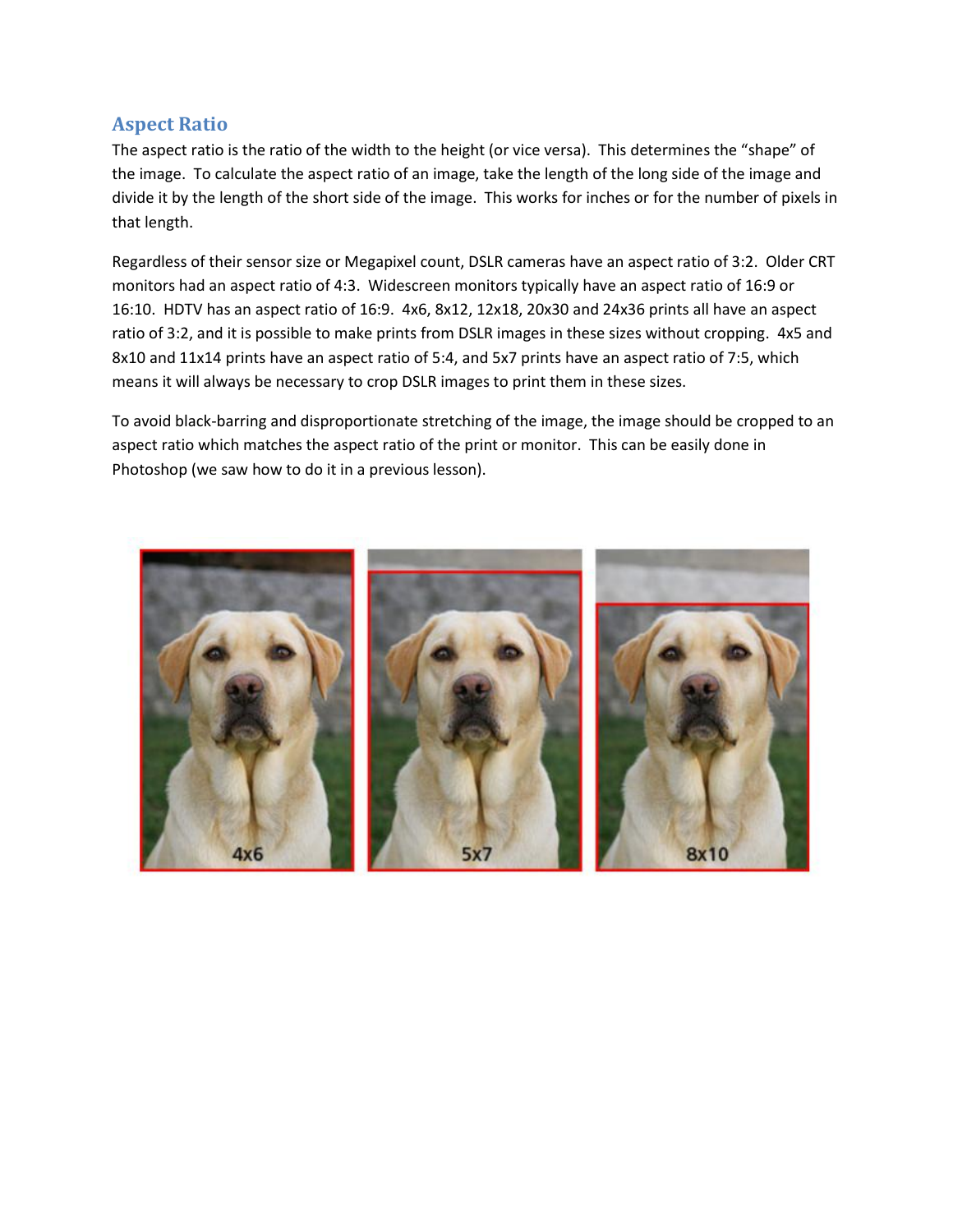## Aspect Ratio

The aspect ratio is the ratio of the width to the height (or vice versa). This determines the "shape" of the image. To calculate the aspect ratio of an image, take the length of the long side of the image and divide it by the length of the short side of the image. This works for inches or for the number of pixels in that length.

Regardless of their sensor size or Megapixel count, DSLR cameras have an aspect ratio of 3:2. Older CRT monitors had an aspect ratio of 4:3. Widescreen monitors typically have an aspect ratio of 16:9 or 16:10. HDTV has an aspect ratio of 16:9. 4x6, 8x12, 12x18, 20x30 and 24x36 prints all have an aspect ratio of 3:2, and it is possible to make prints from DSLR images in these sizes without cropping. 4x5 and 8x10 and 11x14 prints have an aspect ratio of 5:4, and 5x7 prints have an aspect ratio of 7:5, which means it will always be necessary to crop DSLR images to print them in these sizes.

To avoid black-barring and disproportionate stretching of the image, the image should be cropped to an aspect ratio which matches the aspect ratio of the print or monitor. This can be easily done in Photoshop (we saw how to do it in a previous lesson).

4x6 5x7 8x10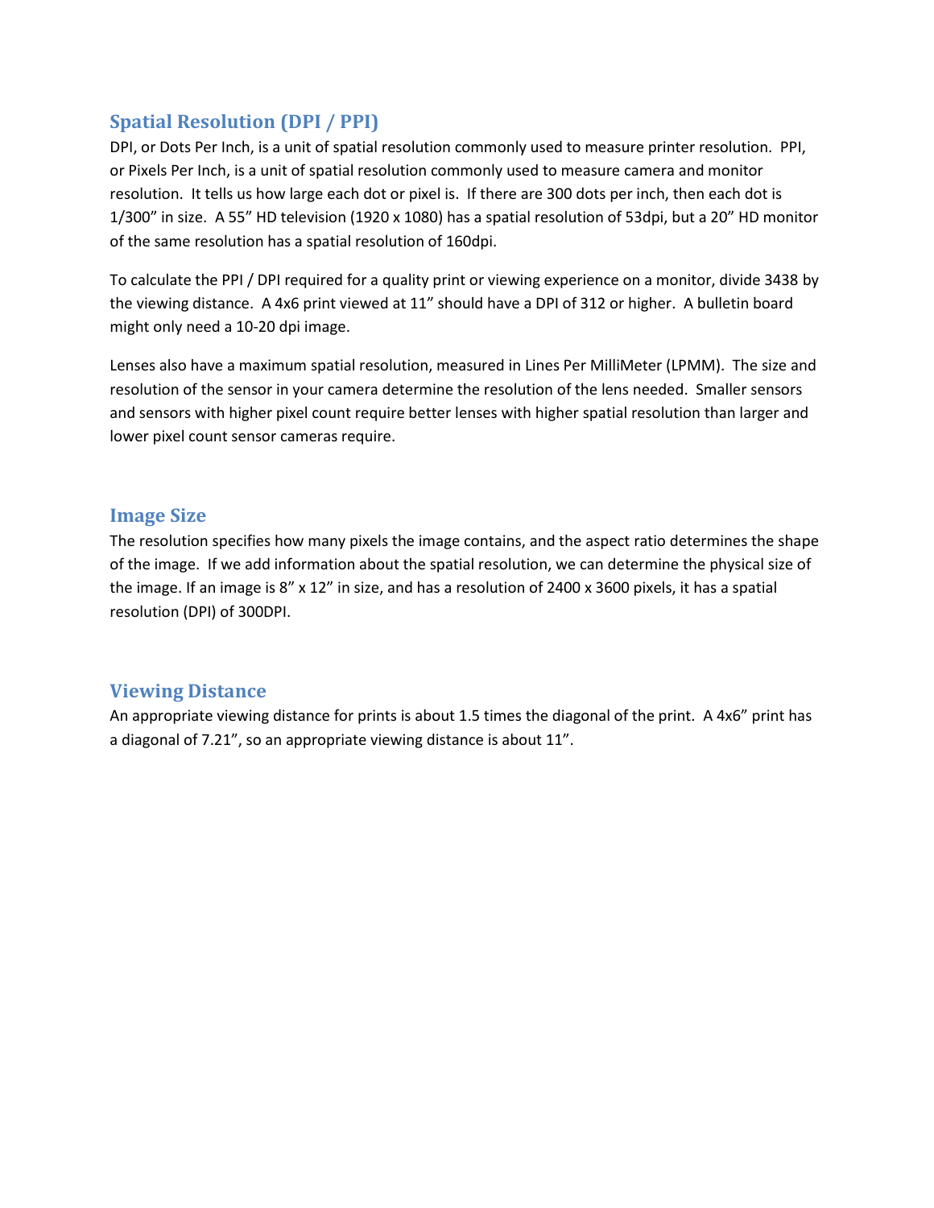## Spatial Resolution (DPI / PPI)

DPI, or Dots Per Inch, is a unit of spatial resolution commonly used to measure printer resolution. PPI, or Pixels Per Inch, is a unit of spatial resolution commonly used to measure camera and monitor resolution. It tells us how large each dot or pixel is. If there are 300 dots per inch, then each dot is 1/300" in size. A 55" HD television (1920 x 1080) has a spatial resolution of 53dpi, but a 20" HD monitor of the same resolution has a spatial resolution of 160dpi.

To calculate the PPI / DPI required for a quality print or viewing experience on a monitor, divide 3438 by the viewing distance. A 4x6 print viewed at 11" should have a DPI of 312 or higher. A bulletin board might only need a 10-20 dpi image.

Lenses also have a maximum spatial resolution, measured in Lines Per MilliMeter (LPMM). The size and resolution of the sensor in your camera determine the resolution of the lens needed. Smaller sensors and sensors with higher pixel count require better lenses with higher spatial resolution than larger and lower pixel count sensor cameras require.

## Image Size

The resolution specifies how many pixels the image contains, and the aspect ratio determines the shape of the image. If we add information about the spatial resolution, we can determine the physical size of the image. If an image is 8" x 12" in size, and has a resolution of 2400 x 3600 pixels, it has a spatial resolution (DPI) of 300DPI.

## Viewing Distance

An appropriate viewing distance for prints is about 1.5 times the diagonal of the print. A 4x6" print has a diagonal of 7.21", so an appropriate viewing distance is about 11".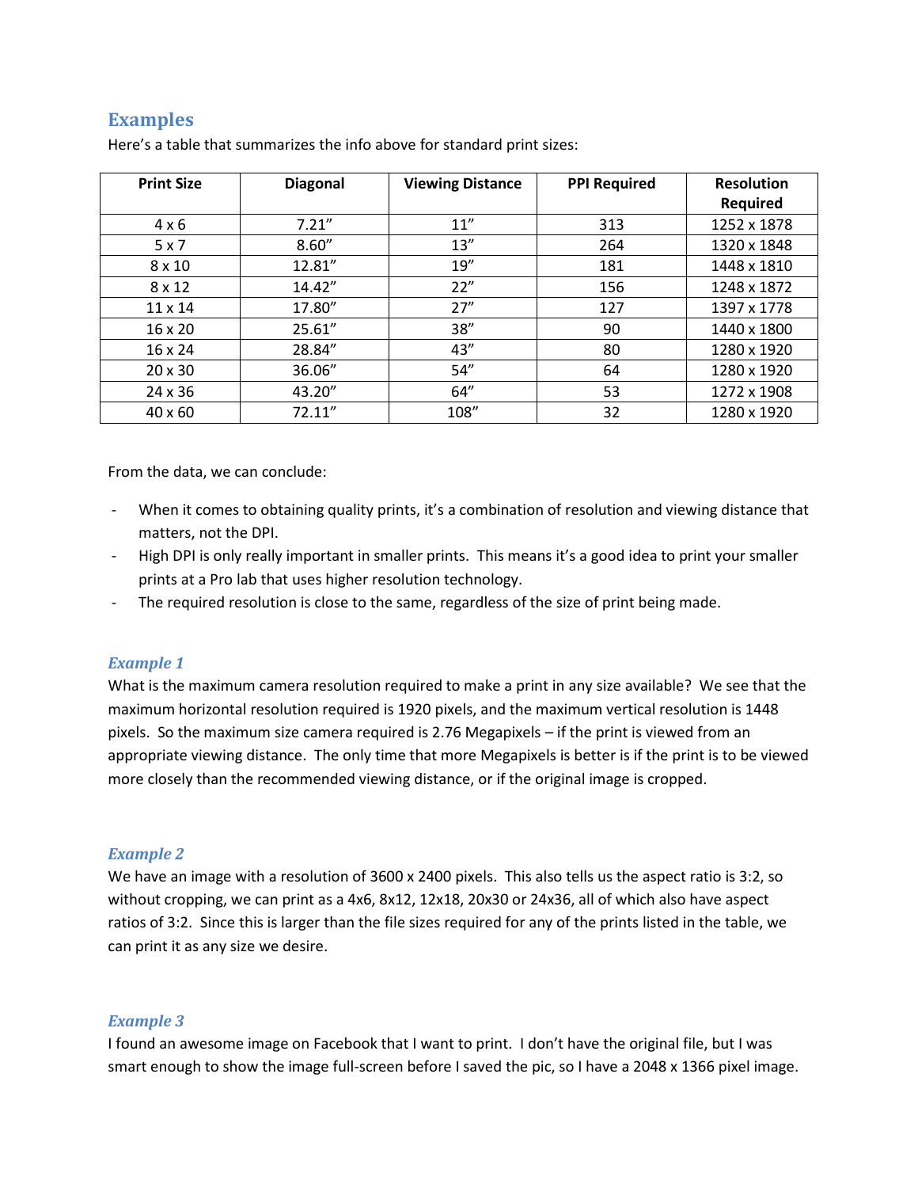## Examples

Here's a table that summarizes the info above for standard print sizes:

| Print Size | Diagonal | Viewing Distance | PPI Required | Resolution Required |
|---|---|---|---|---|
| 4 x 6 | 7.21" | 11" | 313 | 1252 x 1878 |
| 5 x 7 | 8.60" | 13" | 264 | 1320 x 1848 |
| 8 x 10 | 12.81" | 19" | 181 | 1448 x 1810 |
| 8 x 12 | 14.42" | 22" | 156 | 1248 x 1872 |
| 11 x 14 | 17.80" | 27" | 127 | 1397 x 1778 |
| 16 x 20 | 25.61" | 38" | 90 | 1440 x 1800 |
| 16 x 24 | 28.84" | 43" | 80 | 1280 x 1920 |
| 20 x 30 | 36.06" | 54" | 64 | 1280 x 1920 |
| 24 x 36 | 43.20" | 64" | 53 | 1272 x 1908 |
| 40 x 60 | 72.11" | 108" | 32 | 1280 x 1920 |

From the data, we can conclude:

- When it comes to obtaining quality prints, it's a combination of resolution and viewing distance that matters, not the DPI.
- High DPI is only really important in smaller prints. This means it's a good idea to print your smaller prints at a Pro lab that uses higher resolution technology.
- The required resolution is close to the same, regardless of the size of print being made.

### *Example 1*

What is the maximum camera resolution required to make a print in any size available? We see that the maximum horizontal resolution required is 1920 pixels, and the maximum vertical resolution is 1448 pixels. So the maximum size camera required is 2.76 Megapixels – if the print is viewed from an appropriate viewing distance. The only time that more Megapixels is better is if the print is to be viewed more closely than the recommended viewing distance, or if the original image is cropped.

### *Example 2*

We have an image with a resolution of 3600 x 2400 pixels. This also tells us the aspect ratio is 3:2, so without cropping, we can print as a 4x6, 8x12, 12x18, 20x30 or 24x36, all of which also have aspect ratios of 3:2. Since this is larger than the file sizes required for any of the prints listed in the table, we can print it as any size we desire.

### *Example 3*

I found an awesome image on Facebook that I want to print. I don't have the original file, but I was smart enough to show the image full-screen before I saved the pic, so I have a 2048 x 1366 pixel image.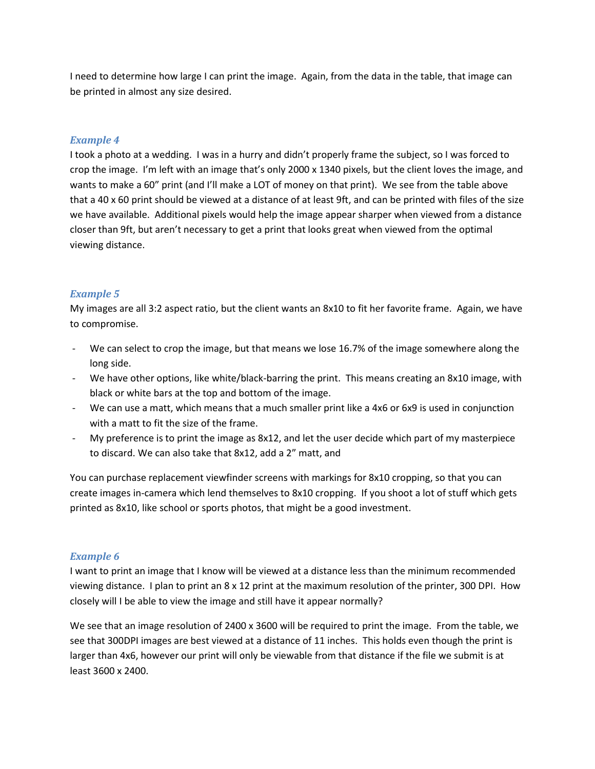I need to determine how large I can print the image. Again, from the data in the table, that image can be printed in almost any size desired.

### *Example 4*

I took a photo at a wedding. I was in a hurry and didn't properly frame the subject, so I was forced to crop the image. I'm left with an image that's only 2000 x 1340 pixels, but the client loves the image, and wants to make a 60" print (and I'll make a LOT of money on that print). We see from the table above that a 40 x 60 print should be viewed at a distance of at least 9ft, and can be printed with files of the size we have available. Additional pixels would help the image appear sharper when viewed from a distance closer than 9ft, but aren't necessary to get a print that looks great when viewed from the optimal viewing distance.

### *Example 5*

My images are all 3:2 aspect ratio, but the client wants an 8x10 to fit her favorite frame. Again, we have to compromise.

- We can select to crop the image, but that means we lose 16.7% of the image somewhere along the long side.
- We have other options, like white/black-barring the print. This means creating an 8x10 image, with black or white bars at the top and bottom of the image.
- We can use a matt, which means that a much smaller print like a 4x6 or 6x9 is used in conjunction with a matt to fit the size of the frame.
- My preference is to print the image as 8x12, and let the user decide which part of my masterpiece to discard. We can also take that 8x12, add a 2" matt, and

You can purchase replacement viewfinder screens with markings for 8x10 cropping, so that you can create images in-camera which lend themselves to 8x10 cropping. If you shoot a lot of stuff which gets printed as 8x10, like school or sports photos, that might be a good investment.

### *Example 6*

I want to print an image that I know will be viewed at a distance less than the minimum recommended viewing distance. I plan to print an 8 x 12 print at the maximum resolution of the printer, 300 DPI. How closely will I be able to view the image and still have it appear normally?

We see that an image resolution of 2400 x 3600 will be required to print the image. From the table, we see that 300DPI images are best viewed at a distance of 11 inches. This holds even though the print is larger than 4x6, however our print will only be viewable from that distance if the file we submit is at least 3600 x 2400.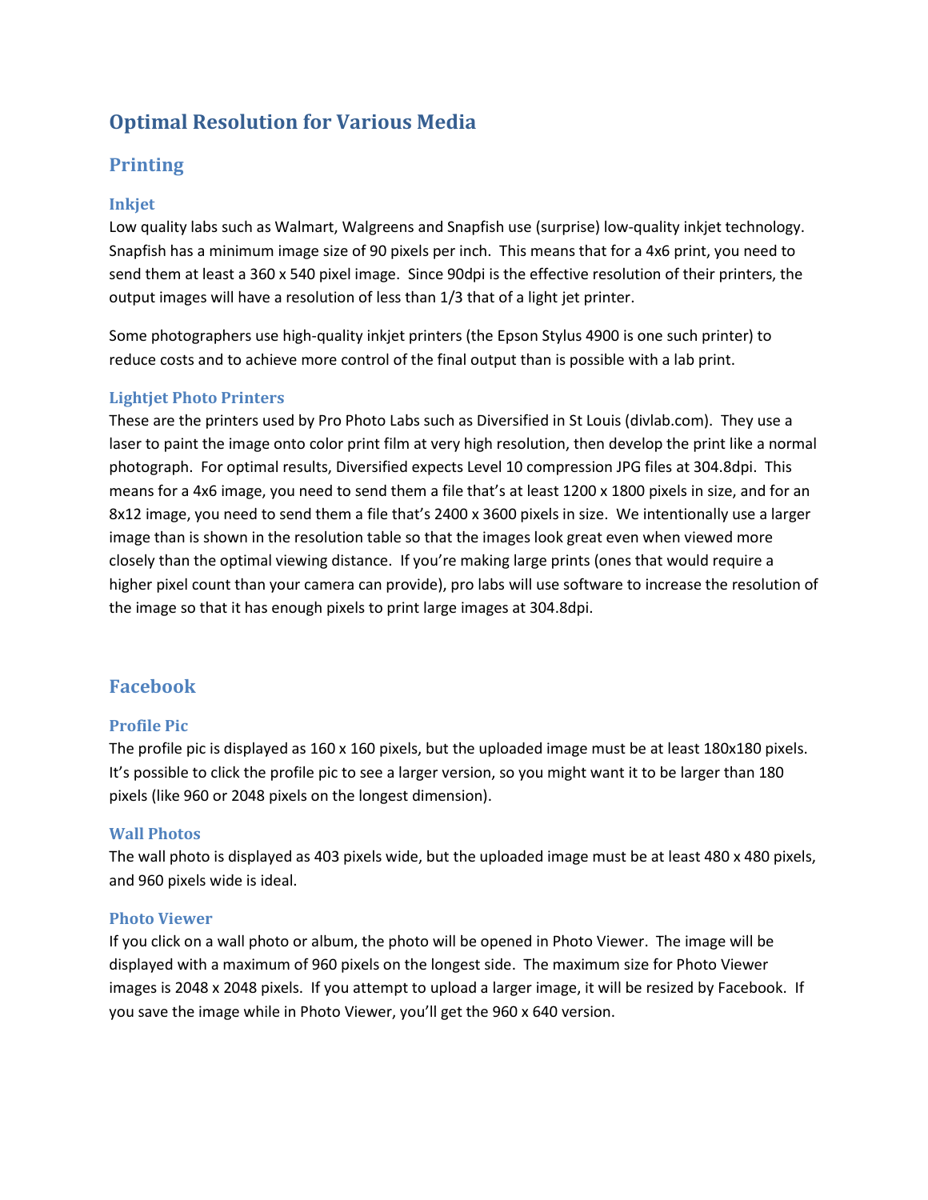# Optimal Resolution for Various Media

## Printing

### Inkjet

Low quality labs such as Walmart, Walgreens and Snapfish use (surprise) low-quality inkjet technology. Snapfish has a minimum image size of 90 pixels per inch. This means that for a 4x6 print, you need to send them at least a 360 x 540 pixel image. Since 90dpi is the effective resolution of their printers, the output images will have a resolution of less than 1/3 that of a light jet printer.

Some photographers use high-quality inkjet printers (the Epson Stylus 4900 is one such printer) to reduce costs and to achieve more control of the final output than is possible with a lab print.

### Lightjet Photo Printers

These are the printers used by Pro Photo Labs such as Diversified in St Louis (divlab.com). They use a laser to paint the image onto color print film at very high resolution, then develop the print like a normal photograph. For optimal results, Diversified expects Level 10 compression JPG files at 304.8dpi. This means for a 4x6 image, you need to send them a file that's at least 1200 x 1800 pixels in size, and for an 8x12 image, you need to send them a file that's 2400 x 3600 pixels in size. We intentionally use a larger image than is shown in the resolution table so that the images look great even when viewed more closely than the optimal viewing distance. If you're making large prints (ones that would require a higher pixel count than your camera can provide), pro labs will use software to increase the resolution of the image so that it has enough pixels to print large images at 304.8dpi.

## Facebook

### Profile Pic

The profile pic is displayed as 160 x 160 pixels, but the uploaded image must be at least 180x180 pixels. It's possible to click the profile pic to see a larger version, so you might want it to be larger than 180 pixels (like 960 or 2048 pixels on the longest dimension).

### Wall Photos

The wall photo is displayed as 403 pixels wide, but the uploaded image must be at least 480 x 480 pixels, and 960 pixels wide is ideal.

### Photo Viewer

If you click on a wall photo or album, the photo will be opened in Photo Viewer. The image will be displayed with a maximum of 960 pixels on the longest side. The maximum size for Photo Viewer images is 2048 x 2048 pixels. If you attempt to upload a larger image, it will be resized by Facebook. If you save the image while in Photo Viewer, you'll get the 960 x 640 version.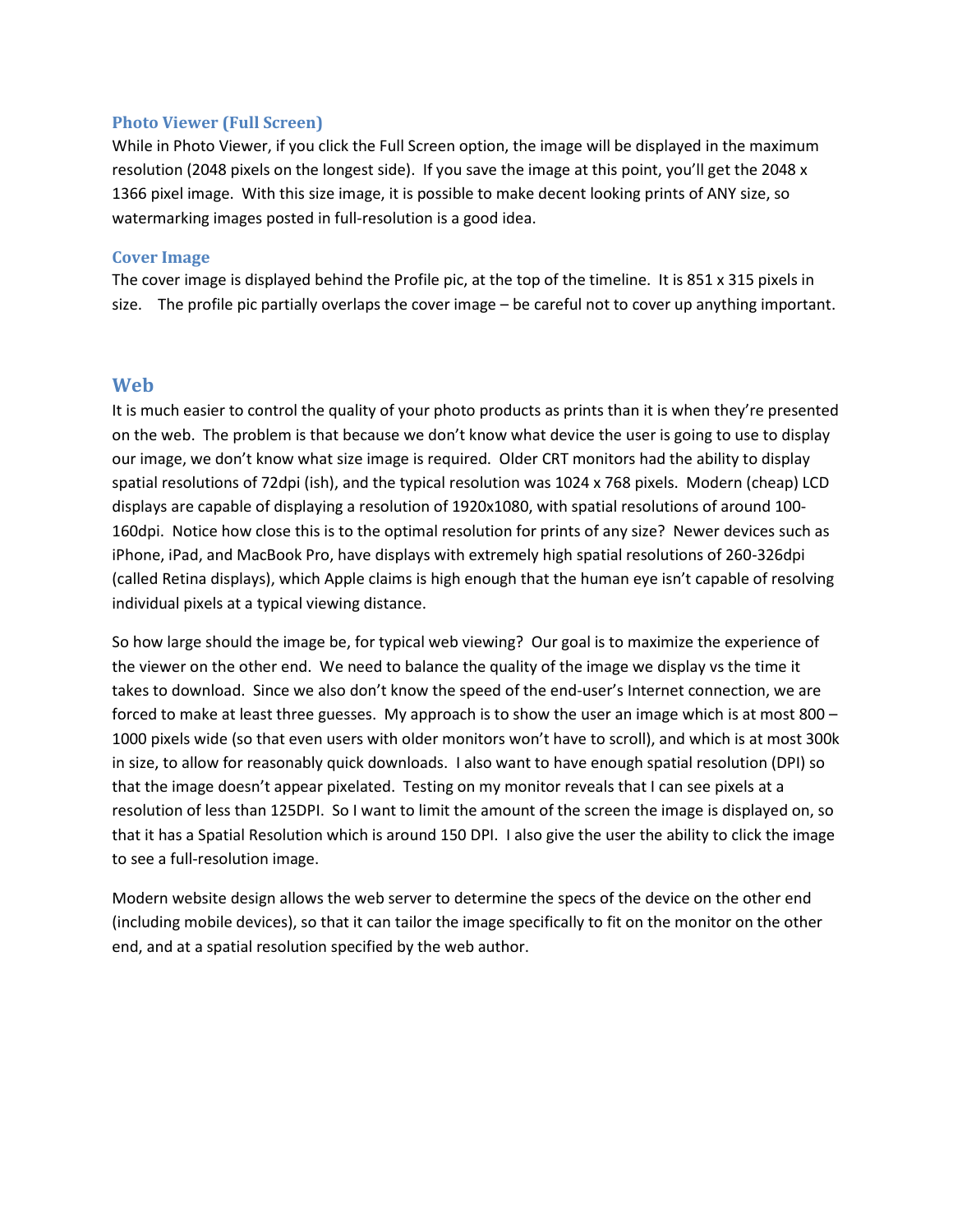### Photo Viewer (Full Screen)

While in Photo Viewer, if you click the Full Screen option, the image will be displayed in the maximum resolution (2048 pixels on the longest side). If you save the image at this point, you'll get the 2048 x 1366 pixel image. With this size image, it is possible to make decent looking prints of ANY size, so watermarking images posted in full-resolution is a good idea.

### Cover Image

The cover image is displayed behind the Profile pic, at the top of the timeline. It is 851 x 315 pixels in size. The profile pic partially overlaps the cover image – be careful not to cover up anything important.

## Web

It is much easier to control the quality of your photo products as prints than it is when they're presented on the web. The problem is that because we don't know what device the user is going to use to display our image, we don't know what size image is required. Older CRT monitors had the ability to display spatial resolutions of 72dpi (ish), and the typical resolution was 1024 x 768 pixels. Modern (cheap) LCD displays are capable of displaying a resolution of 1920x1080, with spatial resolutions of around 100-160dpi. Notice how close this is to the optimal resolution for prints of any size? Newer devices such as iPhone, iPad, and MacBook Pro, have displays with extremely high spatial resolutions of 260-326dpi (called Retina displays), which Apple claims is high enough that the human eye isn't capable of resolving individual pixels at a typical viewing distance.

So how large should the image be, for typical web viewing? Our goal is to maximize the experience of the viewer on the other end. We need to balance the quality of the image we display vs the time it takes to download. Since we also don't know the speed of the end-user's Internet connection, we are forced to make at least three guesses. My approach is to show the user an image which is at most 800 – 1000 pixels wide (so that even users with older monitors won't have to scroll), and which is at most 300k in size, to allow for reasonably quick downloads. I also want to have enough spatial resolution (DPI) so that the image doesn't appear pixelated. Testing on my monitor reveals that I can see pixels at a resolution of less than 125DPI. So I want to limit the amount of the screen the image is displayed on, so that it has a Spatial Resolution which is around 150 DPI. I also give the user the ability to click the image to see a full-resolution image.

Modern website design allows the web server to determine the specs of the device on the other end (including mobile devices), so that it can tailor the image specifically to fit on the monitor on the other end, and at a spatial resolution specified by the web author.